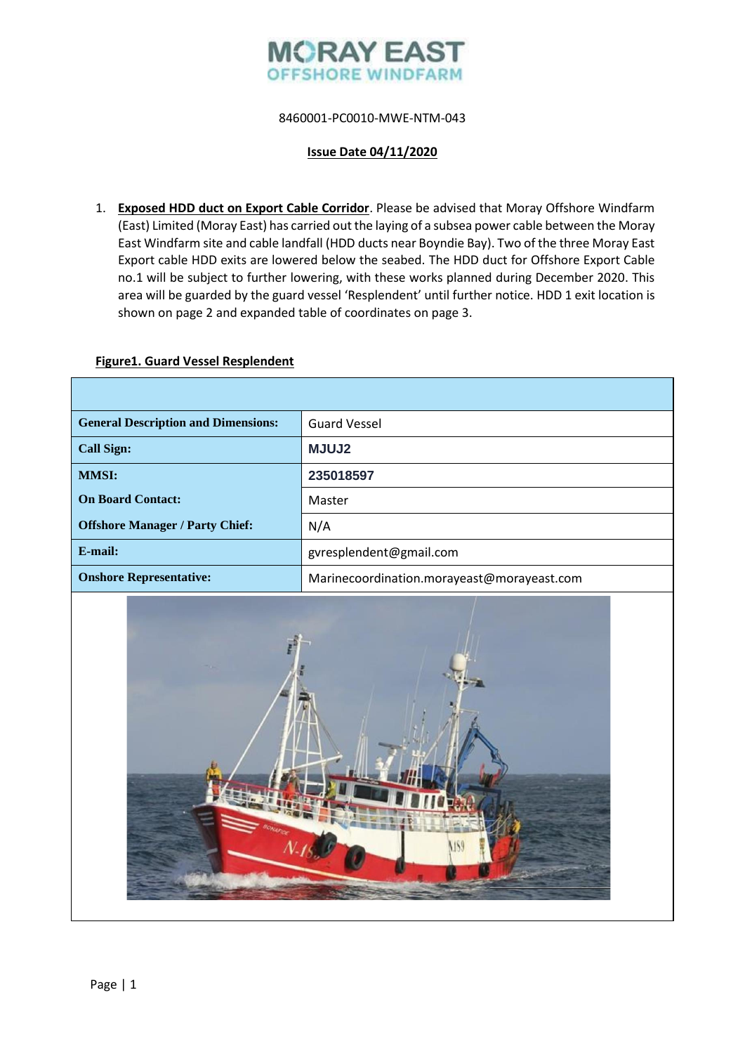MORAY EAST
OFFSHORE WINDFARM

8460001-PC0010-MWE-NTM-043

**Issue Date 04/11/2020**

1. **Exposed HDD duct on Export Cable Corridor**. Please be advised that Moray Offshore Windfarm (East) Limited (Moray East) has carried out the laying of a subsea power cable between the Moray East Windfarm site and cable landfall (HDD ducts near Boyndie Bay). Two of the three Moray East Export cable HDD exits are lowered below the seabed. The HDD duct for Offshore Export Cable no.1 will be subject to further lowering, with these works planned during December 2020. This area will be guarded by the guard vessel 'Resplendent' until further notice. HDD 1 exit location is shown on page 2 and expanded table of coordinates on page 3.

**Figure1. Guard Vessel Resplendent**

| | |
|---|---|
| **General Description and Dimensions:** | Guard Vessel |
| **Call Sign:** | **MJUJ2** |
| **MMSI:** | **235018597** |
| **On Board Contact:** | Master |
| **Offshore Manager / Party Chief:** | N/A |
| **E-mail:** | gvresplendent@gmail.com |
| **Onshore Representative:** | Marinecoordination.morayeast@morayeast.com |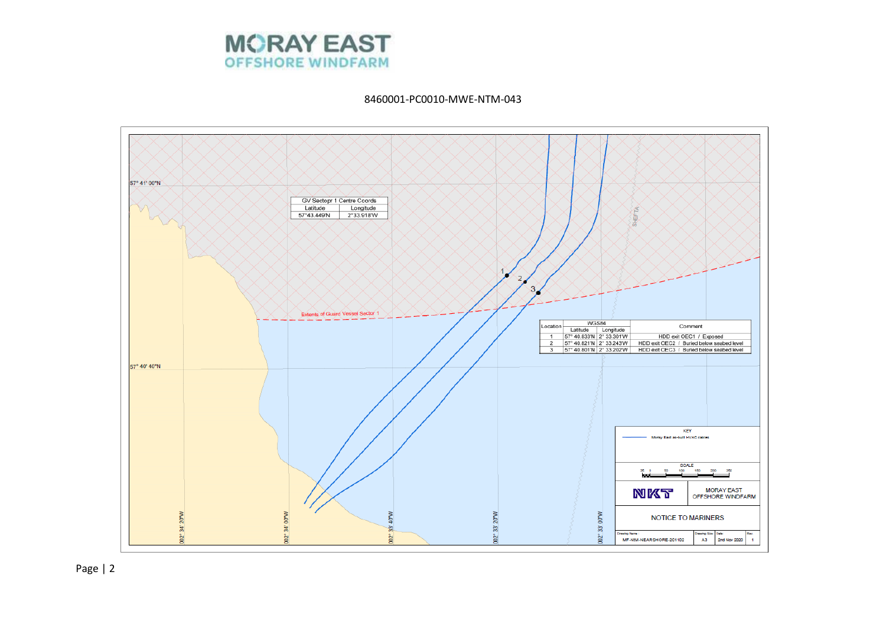# MORAY EAST OFFSHORE WINDFARM

8460001-PC0010-MWE-NTM-043

57° 41' 00"N

57° 40' 40"N

002° 34' 20"W | 002° 34' 00"W | 002° 33' 40"W | 002° 33' 20"W | 002° 33' 00"W

| GV Sectopr 1 Centre Coords | |
|---|---|
| Latitude | Longitude |
| 57°43.449'N | 2°33.918'W |

Extents of Guard Vessel Sector 1

SHEFTA

| Location | WGS84 | | Comment |
|---|---|---|---|
| | Latitude | Longitude | |
| 1 | 57° 40.833'N | 2° 33.301'W | HDD exit OEC1 / Exposed |
| 2 | 57° 40.821'N | 2° 33.243'W | HDD exit OEC2 / Buried below seabed level |
| 3 | 57° 40.801'N | 2° 33.202'W | HDD exit OEC3 / Buried below seabed level |

KEY

Moray East as-built HVAC cables

SCALE

25 0 50 100 150 200 250

NKT

MORAY EAST OFFSHORE WINDFARM

NOTICE TO MARINERS

| Drawing Name: | Drawing Size: | Date: | Rev. |
|---|---|---|---|
| MF-NtM-NEARSHORE-201102 | A3 | 2nd Nov 2020 | 1 |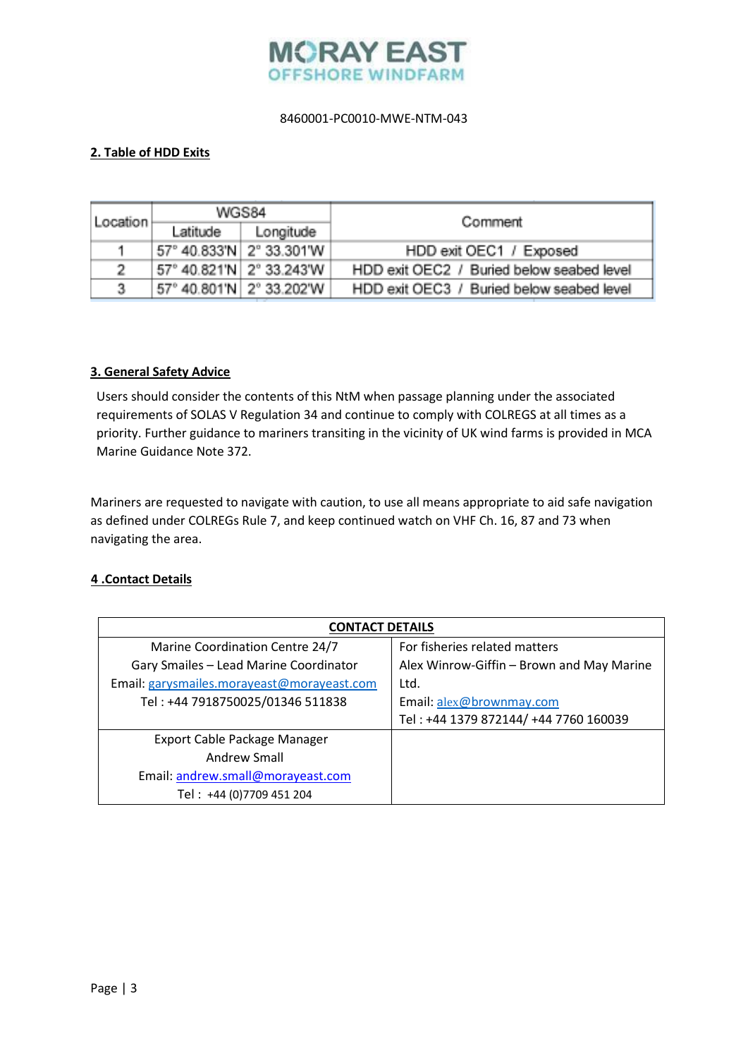8460001-PC0010-MWE-NTM-043

## 2. Table of HDD Exits

| Location | WGS84 | | Comment |
|---|---|---|---|
| | Latitude | Longitude | |
| 1 | 57° 40.833'N | 2° 33.301'W | HDD exit OEC1 / Exposed |
| 2 | 57° 40.821'N | 2° 33.243'W | HDD exit OEC2 / Buried below seabed level |
| 3 | 57° 40.801'N | 2° 33.202'W | HDD exit OEC3 / Buried below seabed level |

## 3. General Safety Advice

Users should consider the contents of this NtM when passage planning under the associated requirements of SOLAS V Regulation 34 and continue to comply with COLREGS at all times as a priority. Further guidance to mariners transiting in the vicinity of UK wind farms is provided in MCA Marine Guidance Note 372.

Mariners are requested to navigate with caution, to use all means appropriate to aid safe navigation as defined under COLREGs Rule 7, and keep continued watch on VHF Ch. 16, 87 and 73 when navigating the area.

## 4 .Contact Details

| **CONTACT DETAILS** | |
|---|---|
| Marine Coordination Centre 24/7<br>Gary Smailes – Lead Marine Coordinator<br>Email: garysmailes.morayeast@morayeast.com<br>Tel : +44 7918750025/01346 511838 | For fisheries related matters<br>Alex Winrow-Giffin – Brown and May Marine Ltd.<br>Email: alex@brownmay.com<br>Tel : +44 1379 872144/ +44 7760 160039 |
| Export Cable Package Manager<br>Andrew Small<br>Email: andrew.small@morayeast.com<br>Tel : +44 (0)7709 451 204 | |